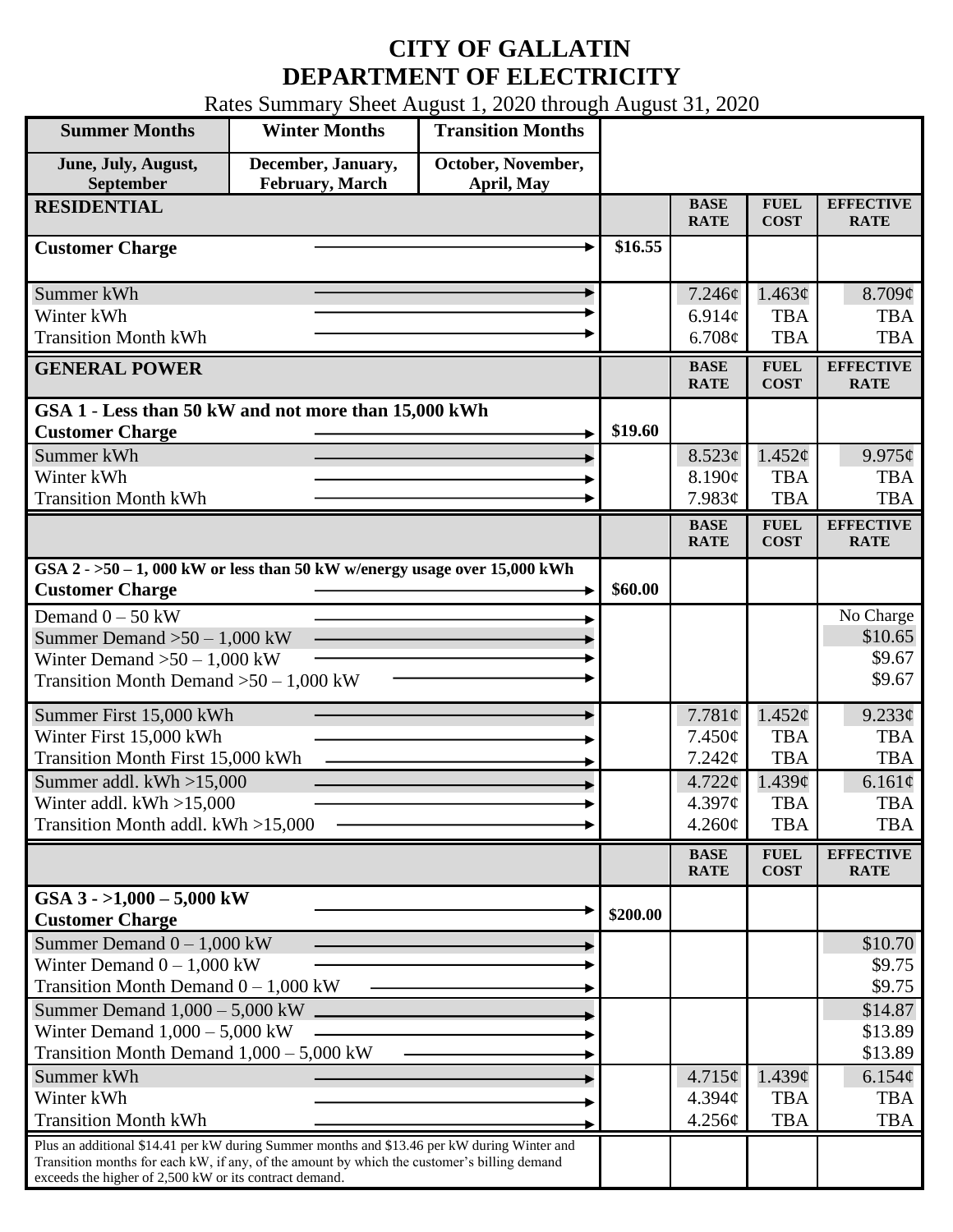# CITY OF GALLATIN
# DEPARTMENT OF ELECTRICITY

Rates Summary Sheet August 1, 2020 through August 31, 2020

| Summer Months | Winter Months | Transition Months |
|---|---|---|
| June, July, August, September | December, January, February, March | October, November, April, May |

| RESIDENTIAL | | BASE RATE | FUEL COST | EFFECTIVE RATE |
|---|---|---|---|---|
| Customer Charge | $16.55 | | | |
| Summer kWh | | 7.246¢ | 1.463¢ | 8.709¢ |
| Winter kWh | | 6.914¢ | TBA | TBA |
| Transition Month kWh | | 6.708¢ | TBA | TBA |

| GENERAL POWER | | BASE RATE | FUEL COST | EFFECTIVE RATE |
|---|---|---|---|---|
| **GSA 1 - Less than 50 kW and not more than 15,000 kWh** | | | | |
| Customer Charge | $19.60 | | | |
| Summer kWh | | 8.523¢ | 1.452¢ | 9.975¢ |
| Winter kWh | | 8.190¢ | TBA | TBA |
| Transition Month kWh | | 7.983¢ | TBA | TBA |

| | | BASE RATE | FUEL COST | EFFECTIVE RATE |
|---|---|---|---|---|
| **GSA 2 - >50 – 1, 000 kW or less than 50 kW w/energy usage over 15,000 kWh** | | | | |
| Customer Charge | $60.00 | | | |
| Demand 0 – 50 kW | | | | No Charge |
| Summer Demand >50 – 1,000 kW | | | | $10.65 |
| Winter Demand >50 – 1,000 kW | | | | $9.67 |
| Transition Month Demand >50 – 1,000 kW | | | | $9.67 |
| Summer First 15,000 kWh | | 7.781¢ | 1.452¢ | 9.233¢ |
| Winter First 15,000 kWh | | 7.450¢ | TBA | TBA |
| Transition Month First 15,000 kWh | | 7.242¢ | TBA | TBA |
| Summer addl. kWh >15,000 | | 4.722¢ | 1.439¢ | 6.161¢ |
| Winter addl. kWh >15,000 | | 4.397¢ | TBA | TBA |
| Transition Month addl. kWh >15,000 | | 4.260¢ | TBA | TBA |

| | | BASE RATE | FUEL COST | EFFECTIVE RATE |
|---|---|---|---|---|
| **GSA 3 - >1,000 – 5,000 kW** | | | | |
| Customer Charge | $200.00 | | | |
| Summer Demand 0 – 1,000 kW | | | | $10.70 |
| Winter Demand 0 – 1,000 kW | | | | $9.75 |
| Transition Month Demand 0 – 1,000 kW | | | | $9.75 |
| Summer Demand 1,000 – 5,000 kW | | | | $14.87 |
| Winter Demand 1,000 – 5,000 kW | | | | $13.89 |
| Transition Month Demand 1,000 – 5,000 kW | | | | $13.89 |
| Summer kWh | | 4.715¢ | 1.439¢ | 6.154¢ |
| Winter kWh | | 4.394¢ | TBA | TBA |
| Transition Month kWh | | 4.256¢ | TBA | TBA |
| Plus an additional $14.41 per kW during Summer months and $13.46 per kW during Winter and Transition months for each kW, if any, of the amount by which the customer's billing demand exceeds the higher of 2,500 kW or its contract demand. | | | | |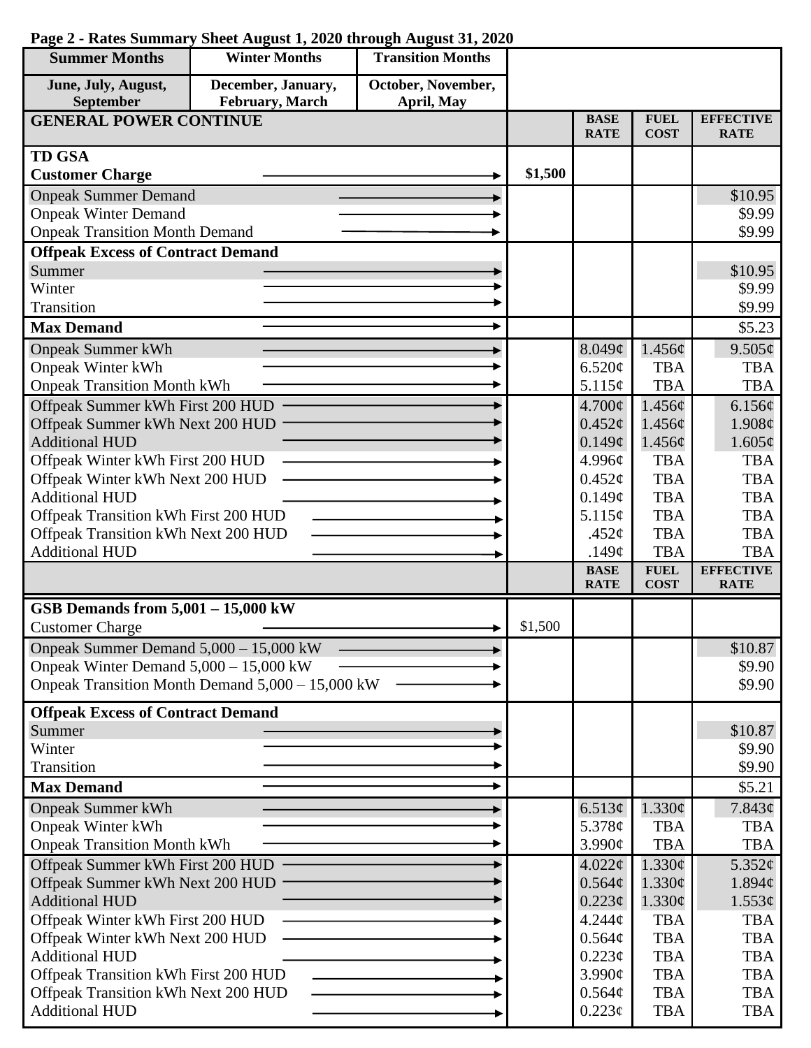**Page 2 - Rates Summary Sheet August 1, 2020 through August 31, 2020**

| Summer Months | Winter Months | Transition Months |
|---|---|---|
| June, July, August, September | December, January, February, March | October, November, April, May |

| GENERAL POWER CONTINUE | | BASE RATE | FUEL COST | EFFECTIVE RATE |
|---|---|---|---|---|
| **TD GSA** | | | | |
| **Customer Charge** | **$1,500** | | | |
| Onpeak Summer Demand | | | | $10.95 |
| Onpeak Winter Demand | | | | $9.99 |
| Onpeak Transition Month Demand | | | | $9.99 |
| **Offpeak Excess of Contract Demand** | | | | |
| Summer | | | | $10.95 |
| Winter | | | | $9.99 |
| Transition | | | | $9.99 |
| **Max Demand** | | | | $5.23 |
| Onpeak Summer kWh | | 8.049¢ | 1.456¢ | 9.505¢ |
| Onpeak Winter kWh | | 6.520¢ | TBA | TBA |
| Onpeak Transition Month kWh | | 5.115¢ | TBA | TBA |
| Offpeak Summer kWh First 200 HUD | | 4.700¢ | 1.456¢ | 6.156¢ |
| Offpeak Summer kWh Next 200 HUD | | 0.452¢ | 1.456¢ | 1.908¢ |
| Additional HUD | | 0.149¢ | 1.456¢ | 1.605¢ |
| Offpeak Winter kWh First 200 HUD | | 4.996¢ | TBA | TBA |
| Offpeak Winter kWh Next 200 HUD | | 0.452¢ | TBA | TBA |
| Additional HUD | | 0.149¢ | TBA | TBA |
| Offpeak Transition kWh First 200 HUD | | 5.115¢ | TBA | TBA |
| Offpeak Transition kWh Next 200 HUD | | .452¢ | TBA | TBA |
| Additional HUD | | .149¢ | TBA | TBA |

| | | BASE RATE | FUEL COST | EFFECTIVE RATE |
|---|---|---|---|---|
| **GSB Demands from 5,001 – 15,000 kW** | | | | |
| Customer Charge | $1,500 | | | |
| Onpeak Summer Demand 5,000 – 15,000 kW | | | | $10.87 |
| Onpeak Winter Demand 5,000 – 15,000 kW | | | | $9.90 |
| Onpeak Transition Month Demand 5,000 – 15,000 kW | | | | $9.90 |
| **Offpeak Excess of Contract Demand** | | | | |
| Summer | | | | $10.87 |
| Winter | | | | $9.90 |
| Transition | | | | $9.90 |
| **Max Demand** | | | | $5.21 |
| Onpeak Summer kWh | | 6.513¢ | 1.330¢ | 7.843¢ |
| Onpeak Winter kWh | | 5.378¢ | TBA | TBA |
| Onpeak Transition Month kWh | | 3.990¢ | TBA | TBA |
| Offpeak Summer kWh First 200 HUD | | 4.022¢ | 1.330¢ | 5.352¢ |
| Offpeak Summer kWh Next 200 HUD | | 0.564¢ | 1.330¢ | 1.894¢ |
| Additional HUD | | 0.223¢ | 1.330¢ | 1.553¢ |
| Offpeak Winter kWh First 200 HUD | | 4.244¢ | TBA | TBA |
| Offpeak Winter kWh Next 200 HUD | | 0.564¢ | TBA | TBA |
| Additional HUD | | 0.223¢ | TBA | TBA |
| Offpeak Transition kWh First 200 HUD | | 3.990¢ | TBA | TBA |
| Offpeak Transition kWh Next 200 HUD | | 0.564¢ | TBA | TBA |
| Additional HUD | | 0.223¢ | TBA | TBA |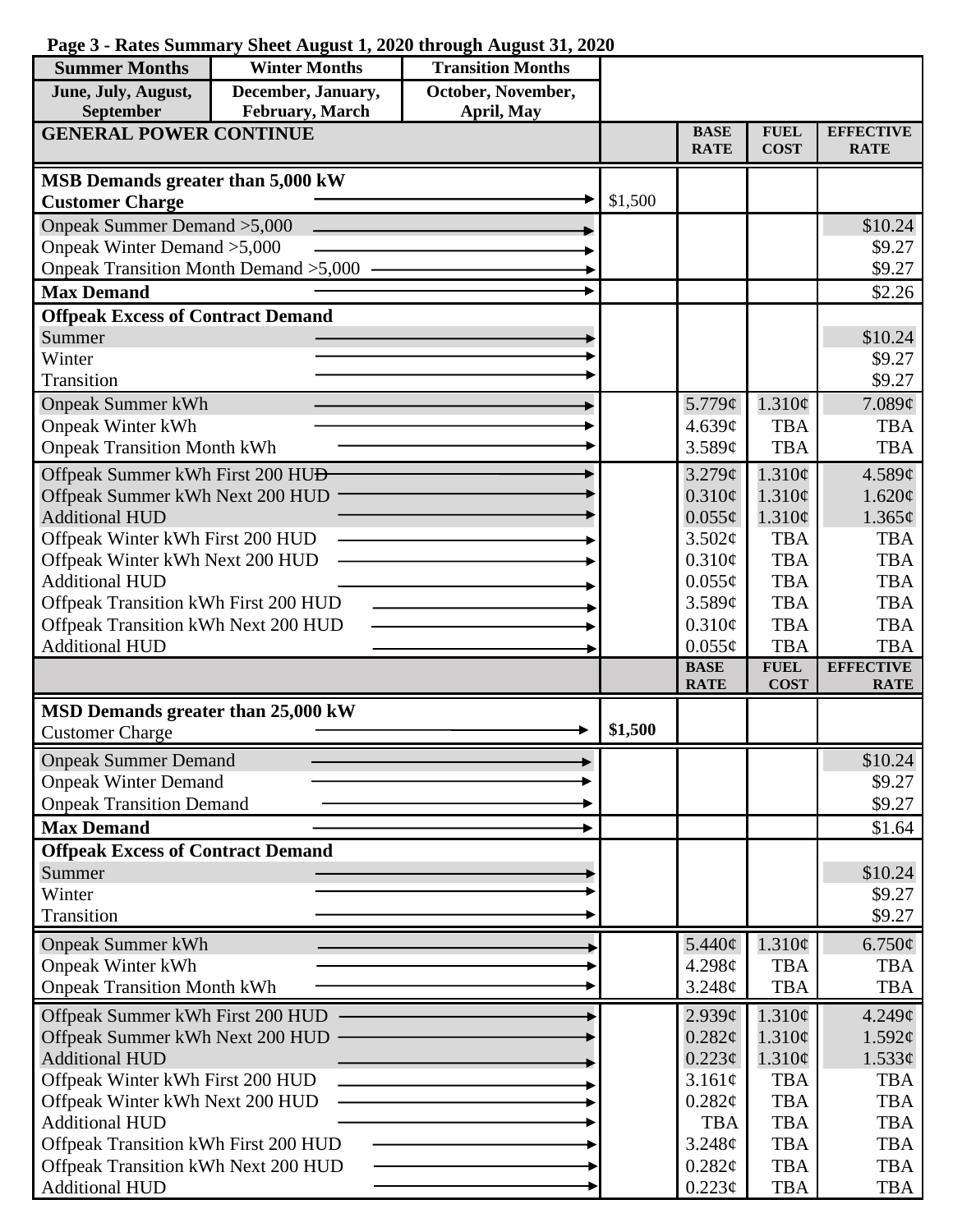**Page 3 - Rates Summary Sheet August 1, 2020 through August 31, 2020**

| Summer Months | Winter Months | Transition Months |
|---|---|---|
| June, July, August, September | December, January, February, March | October, November, April, May |

| GENERAL POWER CONTINUE | | BASE RATE | FUEL COST | EFFECTIVE RATE |
|---|---|---|---|---|
| **MSB Demands greater than 5,000 kW** | | | | |
| **Customer Charge** | $1,500 | | | |
| Onpeak Summer Demand >5,000 | | | | $10.24 |
| Onpeak Winter Demand >5,000 | | | | $9.27 |
| Onpeak Transition Month Demand >5,000 | | | | $9.27 |
| **Max Demand** | | | | $2.26 |
| **Offpeak Excess of Contract Demand** | | | | |
| Summer | | | | $10.24 |
| Winter | | | | $9.27 |
| Transition | | | | $9.27 |
| Onpeak Summer kWh | | 5.779¢ | 1.310¢ | 7.089¢ |
| Onpeak Winter kWh | | 4.639¢ | TBA | TBA |
| Onpeak Transition Month kWh | | 3.589¢ | TBA | TBA |
| Offpeak Summer kWh First 200 HUD | | 3.279¢ | 1.310¢ | 4.589¢ |
| Offpeak Summer kWh Next 200 HUD | | 0.310¢ | 1.310¢ | 1.620¢ |
| Additional HUD | | 0.055¢ | 1.310¢ | 1.365¢ |
| Offpeak Winter kWh First 200 HUD | | 3.502¢ | TBA | TBA |
| Offpeak Winter kWh Next 200 HUD | | 0.310¢ | TBA | TBA |
| Additional HUD | | 0.055¢ | TBA | TBA |
| Offpeak Transition kWh First 200 HUD | | 3.589¢ | TBA | TBA |
| Offpeak Transition kWh Next 200 HUD | | 0.310¢ | TBA | TBA |
| Additional HUD | | 0.055¢ | TBA | TBA |

| | | BASE RATE | FUEL COST | EFFECTIVE RATE |
|---|---|---|---|---|
| **MSD Demands greater than 25,000 kW** | | | | |
| Customer Charge | **$1,500** | | | |
| Onpeak Summer Demand | | | | $10.24 |
| Onpeak Winter Demand | | | | $9.27 |
| Onpeak Transition Demand | | | | $9.27 |
| **Max Demand** | | | | $1.64 |
| **Offpeak Excess of Contract Demand** | | | | |
| Summer | | | | $10.24 |
| Winter | | | | $9.27 |
| Transition | | | | $9.27 |
| Onpeak Summer kWh | | 5.440¢ | 1.310¢ | 6.750¢ |
| Onpeak Winter kWh | | 4.298¢ | TBA | TBA |
| Onpeak Transition Month kWh | | 3.248¢ | TBA | TBA |
| Offpeak Summer kWh First 200 HUD | | 2.939¢ | 1.310¢ | 4.249¢ |
| Offpeak Summer kWh Next 200 HUD | | 0.282¢ | 1.310¢ | 1.592¢ |
| Additional HUD | | 0.223¢ | 1.310¢ | 1.533¢ |
| Offpeak Winter kWh First 200 HUD | | 3.161¢ | TBA | TBA |
| Offpeak Winter kWh Next 200 HUD | | 0.282¢ | TBA | TBA |
| Additional HUD | | TBA | TBA | TBA |
| Offpeak Transition kWh First 200 HUD | | 3.248¢ | TBA | TBA |
| Offpeak Transition kWh Next 200 HUD | | 0.282¢ | TBA | TBA |
| Additional HUD | | 0.223¢ | TBA | TBA |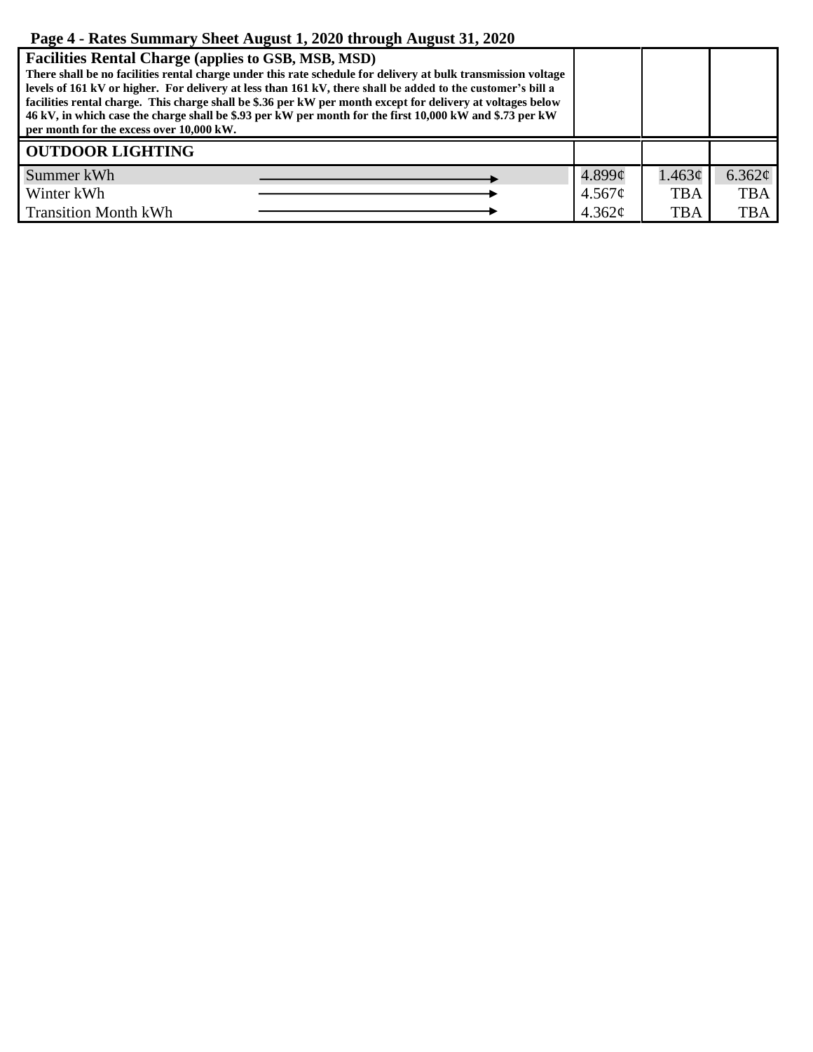**Page 4 - Rates Summary Sheet August 1, 2020 through August 31, 2020**

| | | | |
|---|---|---|---|
| **Facilities Rental Charge (applies to GSB, MSB, MSD)**<br>**There shall be no facilities rental charge under this rate schedule for delivery at bulk transmission voltage levels of 161 kV or higher. For delivery at less than 161 kV, there shall be added to the customer's bill a facilities rental charge. This charge shall be $.36 per kW per month except for delivery at voltages below 46 kV, in which case the charge shall be $.93 per kW per month for the first 10,000 kW and $.73 per kW per month for the excess over 10,000 kW.** | | | |
| **OUTDOOR LIGHTING** | | | |
| Summer kWh ⟶ | 4.899¢ | 1.463¢ | 6.362¢ |
| Winter kWh ⟶ | 4.567¢ | TBA | TBA |
| Transition Month kWh ⟶ | 4.362¢ | TBA | TBA |